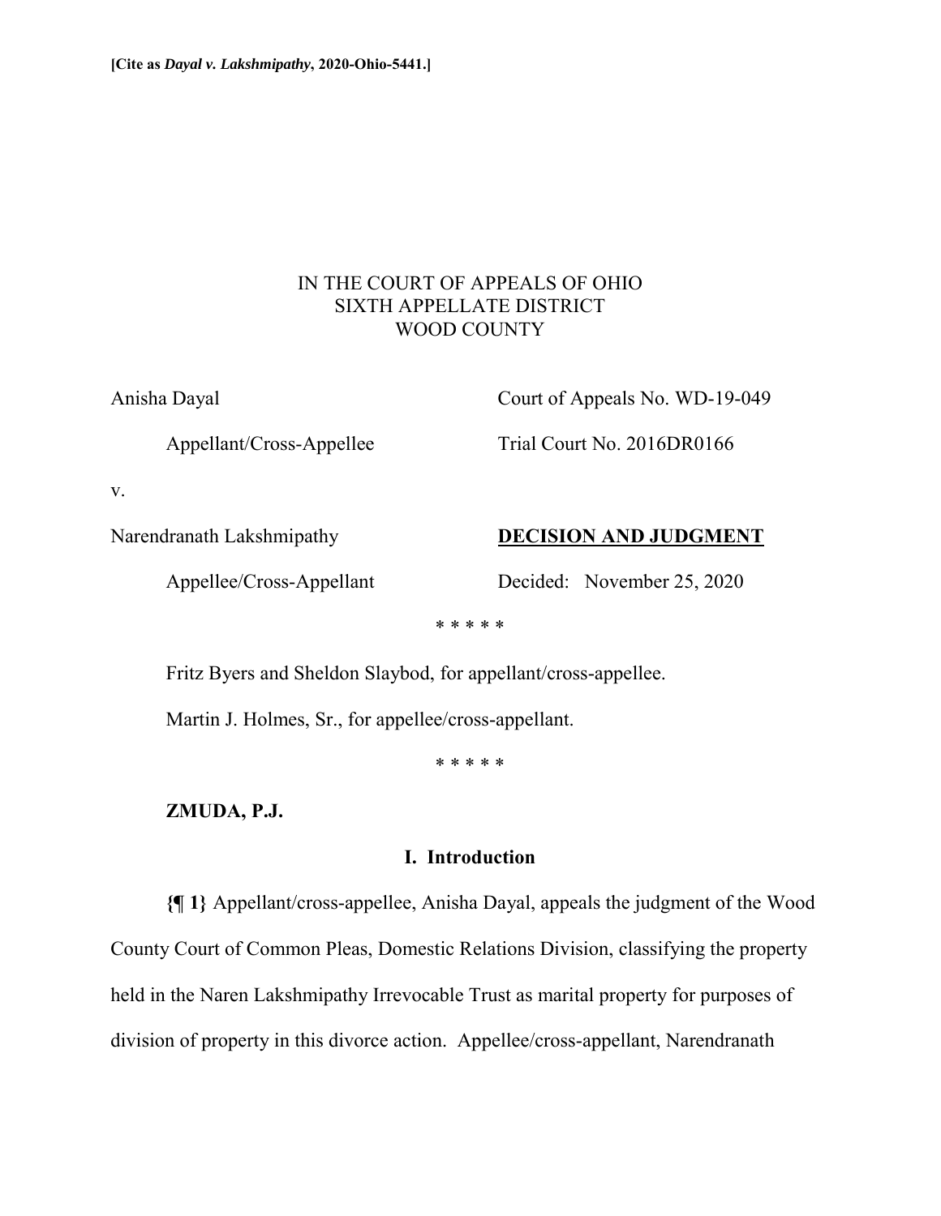**[Cite as *Dayal v. Lakshmipathy*, 2020-Ohio-5441.]**

IN THE COURT OF APPEALS OF OHIO
SIXTH APPELLATE DISTRICT
WOOD COUNTY

Anisha Dayal

Appellant/Cross-Appellee

v.

Narendranath Lakshmipathy

Appellee/Cross-Appellant

Court of Appeals No. WD-19-049

Trial Court No. 2016DR0166

**DECISION AND JUDGMENT**

Decided: November 25, 2020

* * * * *

Fritz Byers and Sheldon Slaybod, for appellant/cross-appellee.

Martin J. Holmes, Sr., for appellee/cross-appellant.

* * * * *

**ZMUDA, P.J.**

## I. Introduction

**{¶ 1}** Appellant/cross-appellee, Anisha Dayal, appeals the judgment of the Wood County Court of Common Pleas, Domestic Relations Division, classifying the property held in the Naren Lakshmipathy Irrevocable Trust as marital property for purposes of division of property in this divorce action. Appellee/cross-appellant, Narendranath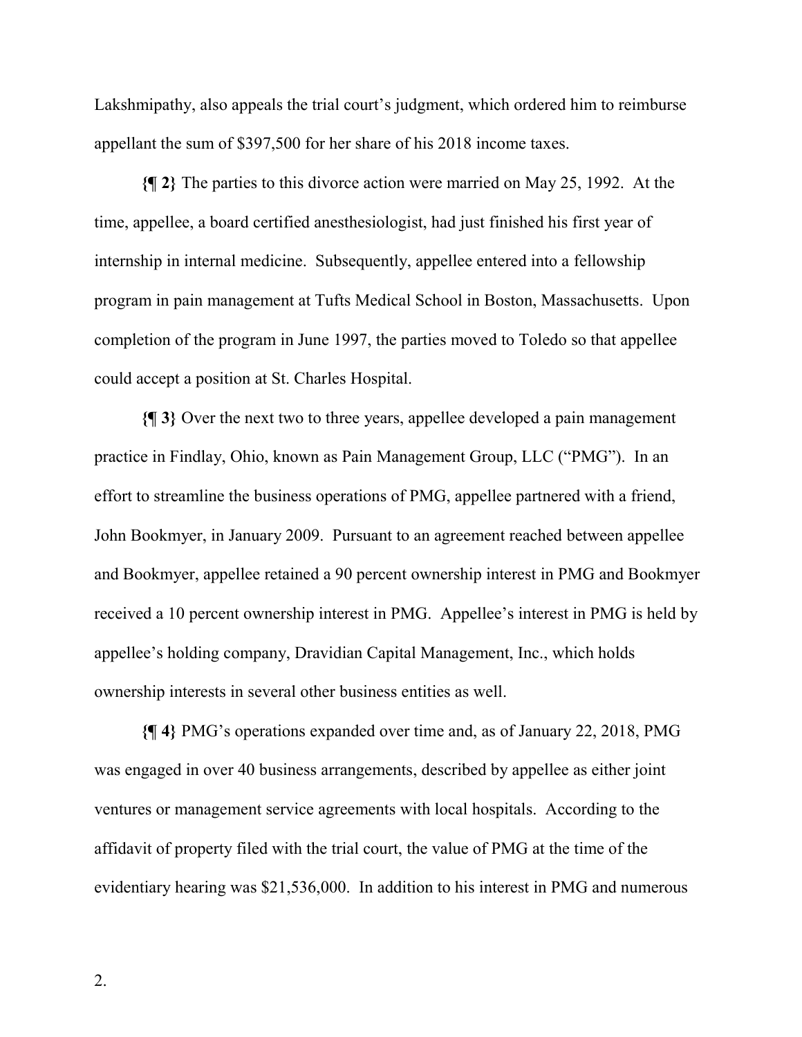Lakshmipathy, also appeals the trial court's judgment, which ordered him to reimburse appellant the sum of $397,500 for her share of his 2018 income taxes.

**{¶ 2}** The parties to this divorce action were married on May 25, 1992. At the time, appellee, a board certified anesthesiologist, had just finished his first year of internship in internal medicine. Subsequently, appellee entered into a fellowship program in pain management at Tufts Medical School in Boston, Massachusetts. Upon completion of the program in June 1997, the parties moved to Toledo so that appellee could accept a position at St. Charles Hospital.

**{¶ 3}** Over the next two to three years, appellee developed a pain management practice in Findlay, Ohio, known as Pain Management Group, LLC ("PMG"). In an effort to streamline the business operations of PMG, appellee partnered with a friend, John Bookmyer, in January 2009. Pursuant to an agreement reached between appellee and Bookmyer, appellee retained a 90 percent ownership interest in PMG and Bookmyer received a 10 percent ownership interest in PMG. Appellee's interest in PMG is held by appellee's holding company, Dravidian Capital Management, Inc., which holds ownership interests in several other business entities as well.

**{¶ 4}** PMG's operations expanded over time and, as of January 22, 2018, PMG was engaged in over 40 business arrangements, described by appellee as either joint ventures or management service agreements with local hospitals. According to the affidavit of property filed with the trial court, the value of PMG at the time of the evidentiary hearing was $21,536,000. In addition to his interest in PMG and numerous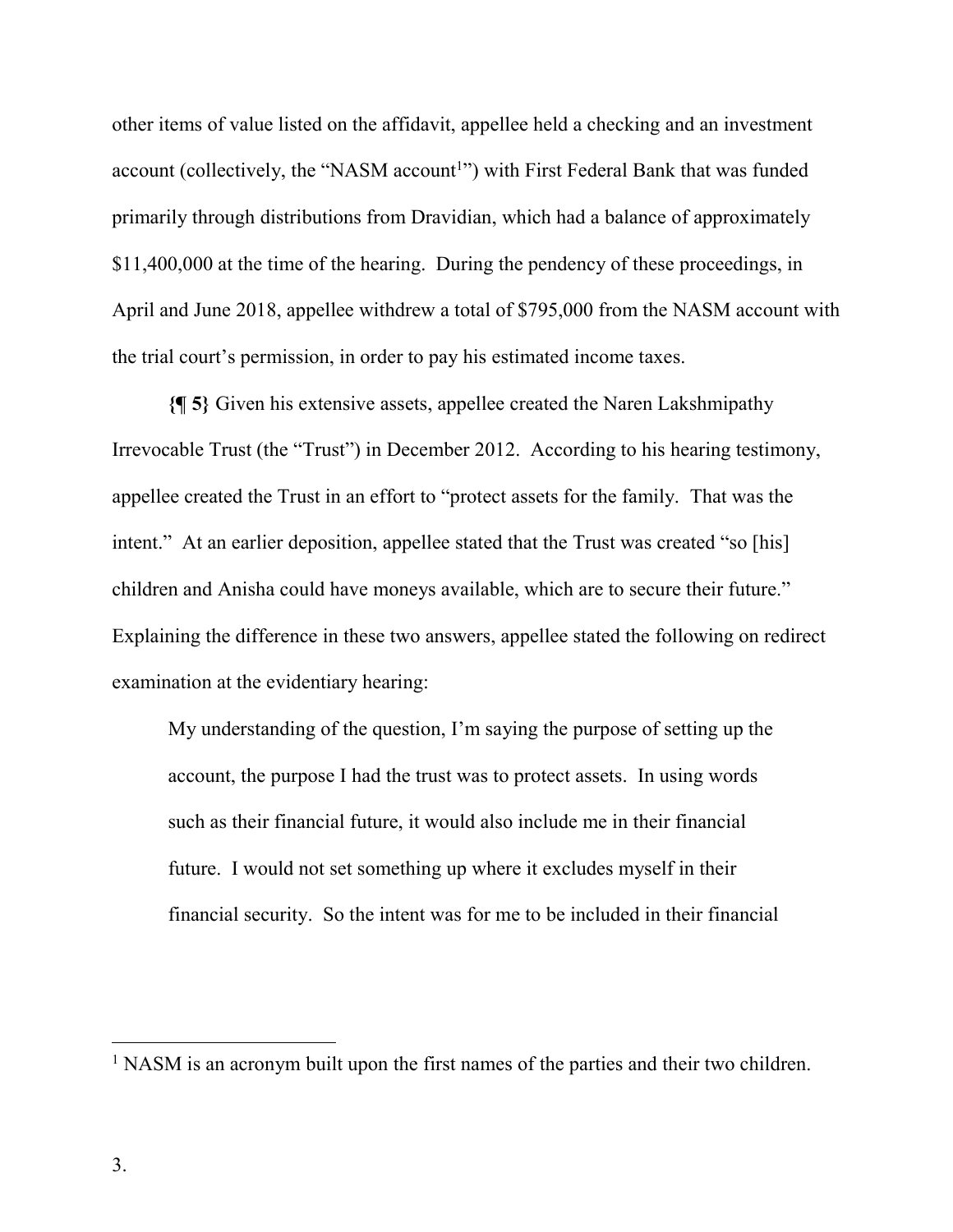other items of value listed on the affidavit, appellee held a checking and an investment account (collectively, the "NASM account[1]") with First Federal Bank that was funded primarily through distributions from Dravidian, which had a balance of approximately $11,400,000 at the time of the hearing. During the pendency of these proceedings, in April and June 2018, appellee withdrew a total of $795,000 from the NASM account with the trial court's permission, in order to pay his estimated income taxes.

**{¶ 5}** Given his extensive assets, appellee created the Naren Lakshmipathy Irrevocable Trust (the "Trust") in December 2012. According to his hearing testimony, appellee created the Trust in an effort to "protect assets for the family. That was the intent." At an earlier deposition, appellee stated that the Trust was created "so [his] children and Anisha could have moneys available, which are to secure their future." Explaining the difference in these two answers, appellee stated the following on redirect examination at the evidentiary hearing:

> My understanding of the question, I'm saying the purpose of setting up the account, the purpose I had the trust was to protect assets. In using words such as their financial future, it would also include me in their financial future. I would not set something up where it excludes myself in their financial security. So the intent was for me to be included in their financial

---

[1] NASM is an acronym built upon the first names of the parties and their two children.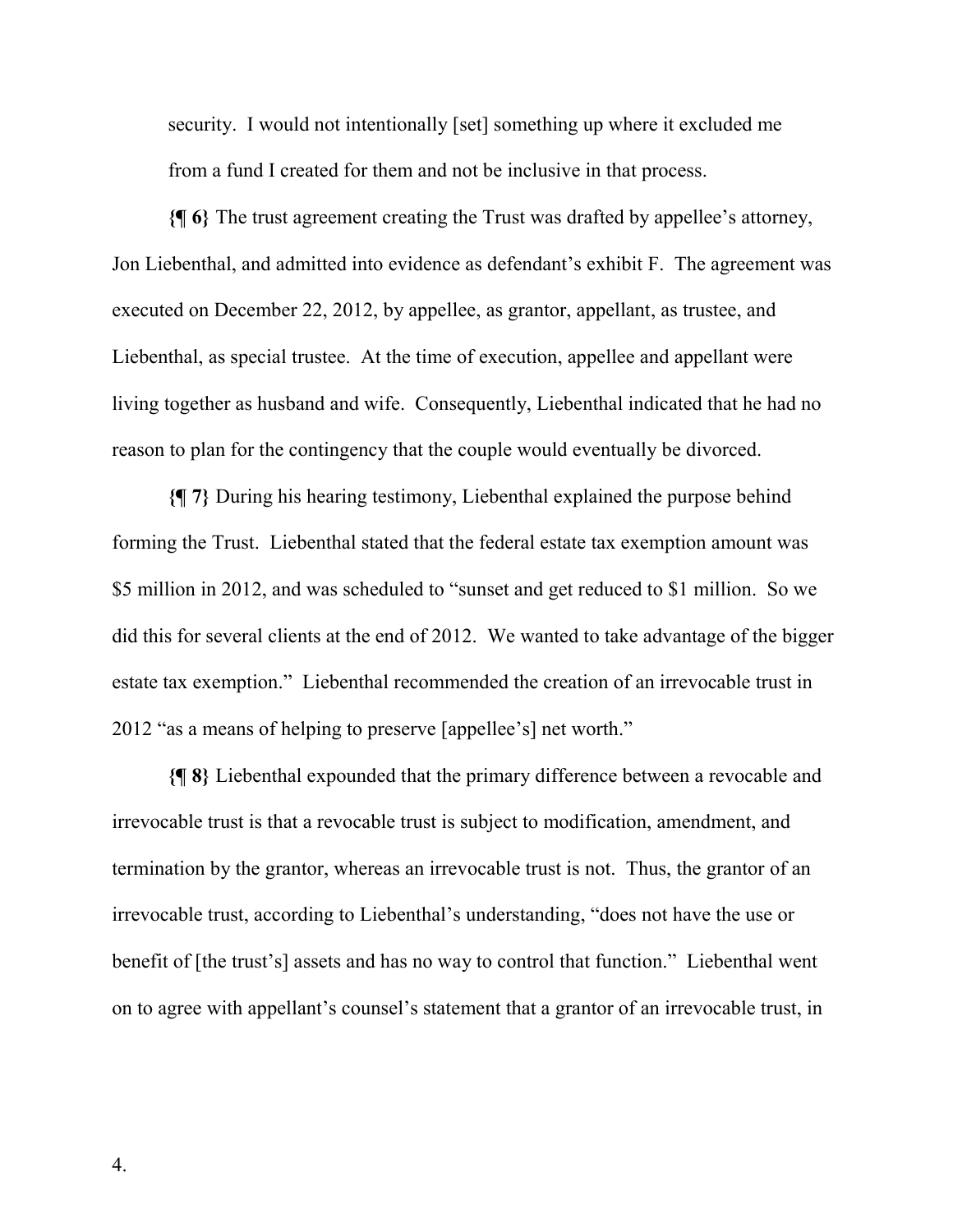security. I would not intentionally [set] something up where it excluded me from a fund I created for them and not be inclusive in that process.

**{¶ 6}** The trust agreement creating the Trust was drafted by appellee's attorney, Jon Liebenthal, and admitted into evidence as defendant's exhibit F. The agreement was executed on December 22, 2012, by appellee, as grantor, appellant, as trustee, and Liebenthal, as special trustee. At the time of execution, appellee and appellant were living together as husband and wife. Consequently, Liebenthal indicated that he had no reason to plan for the contingency that the couple would eventually be divorced.

**{¶ 7}** During his hearing testimony, Liebenthal explained the purpose behind forming the Trust. Liebenthal stated that the federal estate tax exemption amount was $5 million in 2012, and was scheduled to "sunset and get reduced to $1 million. So we did this for several clients at the end of 2012. We wanted to take advantage of the bigger estate tax exemption." Liebenthal recommended the creation of an irrevocable trust in 2012 "as a means of helping to preserve [appellee's] net worth."

**{¶ 8}** Liebenthal expounded that the primary difference between a revocable and irrevocable trust is that a revocable trust is subject to modification, amendment, and termination by the grantor, whereas an irrevocable trust is not. Thus, the grantor of an irrevocable trust, according to Liebenthal's understanding, "does not have the use or benefit of [the trust's] assets and has no way to control that function." Liebenthal went on to agree with appellant's counsel's statement that a grantor of an irrevocable trust, in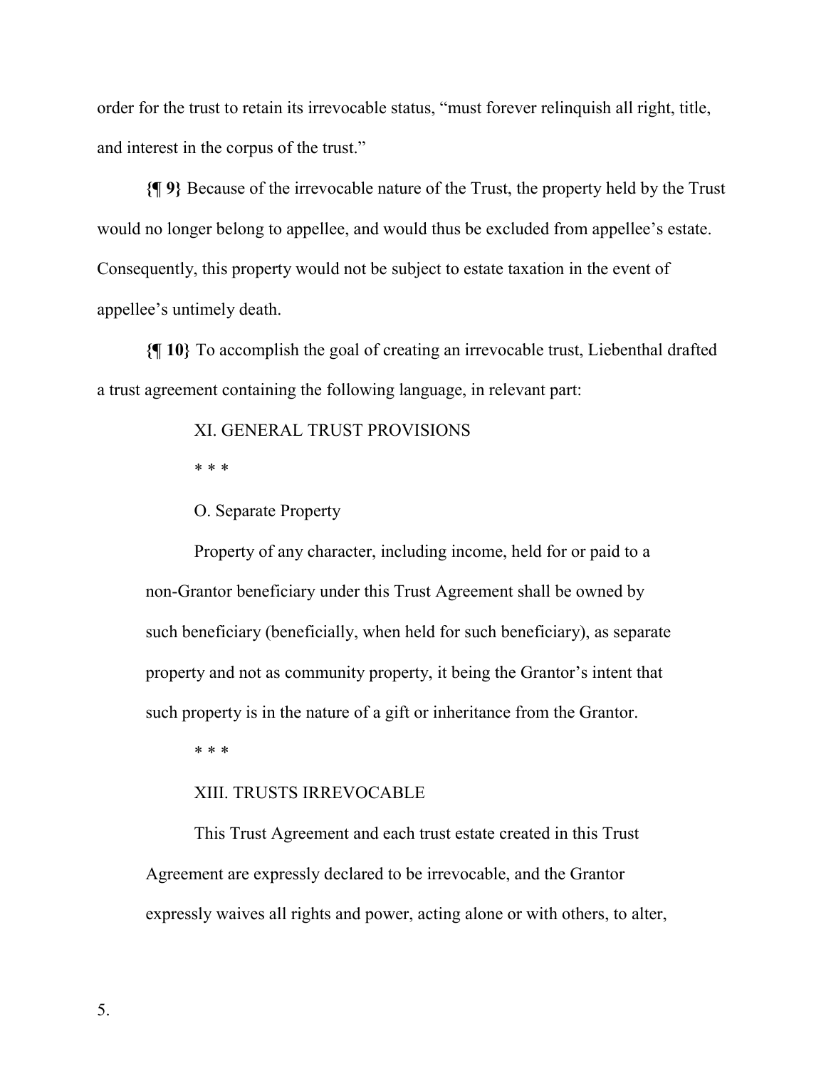order for the trust to retain its irrevocable status, "must forever relinquish all right, title, and interest in the corpus of the trust."

**{¶ 9}** Because of the irrevocable nature of the Trust, the property held by the Trust would no longer belong to appellee, and would thus be excluded from appellee's estate. Consequently, this property would not be subject to estate taxation in the event of appellee's untimely death.

**{¶ 10}** To accomplish the goal of creating an irrevocable trust, Liebenthal drafted a trust agreement containing the following language, in relevant part:

> XI. GENERAL TRUST PROVISIONS
>
> * * *
>
> O. Separate Property
>
> Property of any character, including income, held for or paid to a non-Grantor beneficiary under this Trust Agreement shall be owned by such beneficiary (beneficially, when held for such beneficiary), as separate property and not as community property, it being the Grantor's intent that such property is in the nature of a gift or inheritance from the Grantor.
>
> * * *
>
> XIII. TRUSTS IRREVOCABLE
>
> This Trust Agreement and each trust estate created in this Trust Agreement are expressly declared to be irrevocable, and the Grantor expressly waives all rights and power, acting alone or with others, to alter,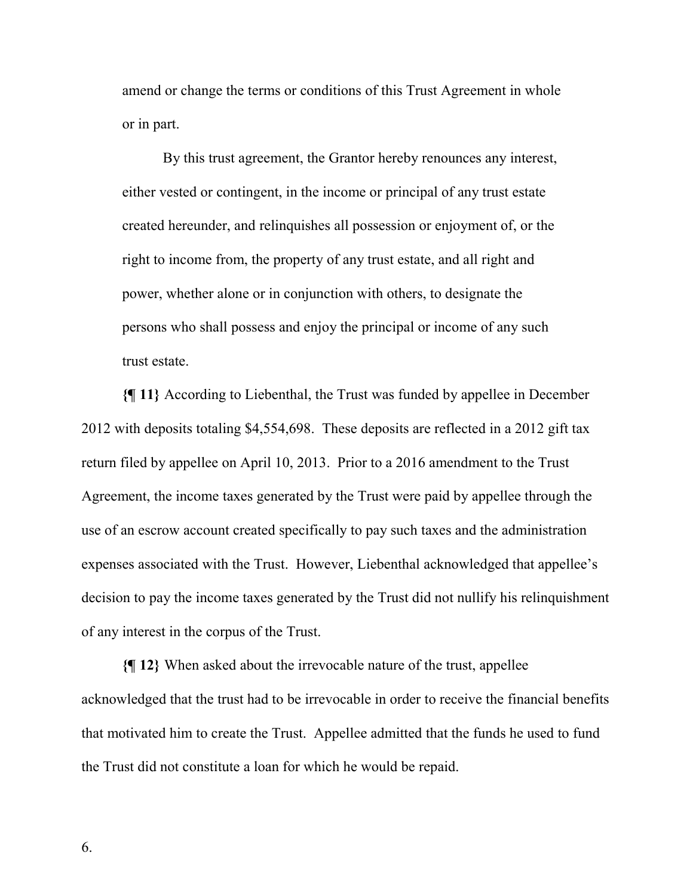amend or change the terms or conditions of this Trust Agreement in whole or in part.

> By this trust agreement, the Grantor hereby renounces any interest, either vested or contingent, in the income or principal of any trust estate created hereunder, and relinquishes all possession or enjoyment of, or the right to income from, the property of any trust estate, and all right and power, whether alone or in conjunction with others, to designate the persons who shall possess and enjoy the principal or income of any such trust estate.

**{¶ 11}** According to Liebenthal, the Trust was funded by appellee in December 2012 with deposits totaling $4,554,698. These deposits are reflected in a 2012 gift tax return filed by appellee on April 10, 2013. Prior to a 2016 amendment to the Trust Agreement, the income taxes generated by the Trust were paid by appellee through the use of an escrow account created specifically to pay such taxes and the administration expenses associated with the Trust. However, Liebenthal acknowledged that appellee's decision to pay the income taxes generated by the Trust did not nullify his relinquishment of any interest in the corpus of the Trust.

**{¶ 12}** When asked about the irrevocable nature of the trust, appellee acknowledged that the trust had to be irrevocable in order to receive the financial benefits that motivated him to create the Trust. Appellee admitted that the funds he used to fund the Trust did not constitute a loan for which he would be repaid.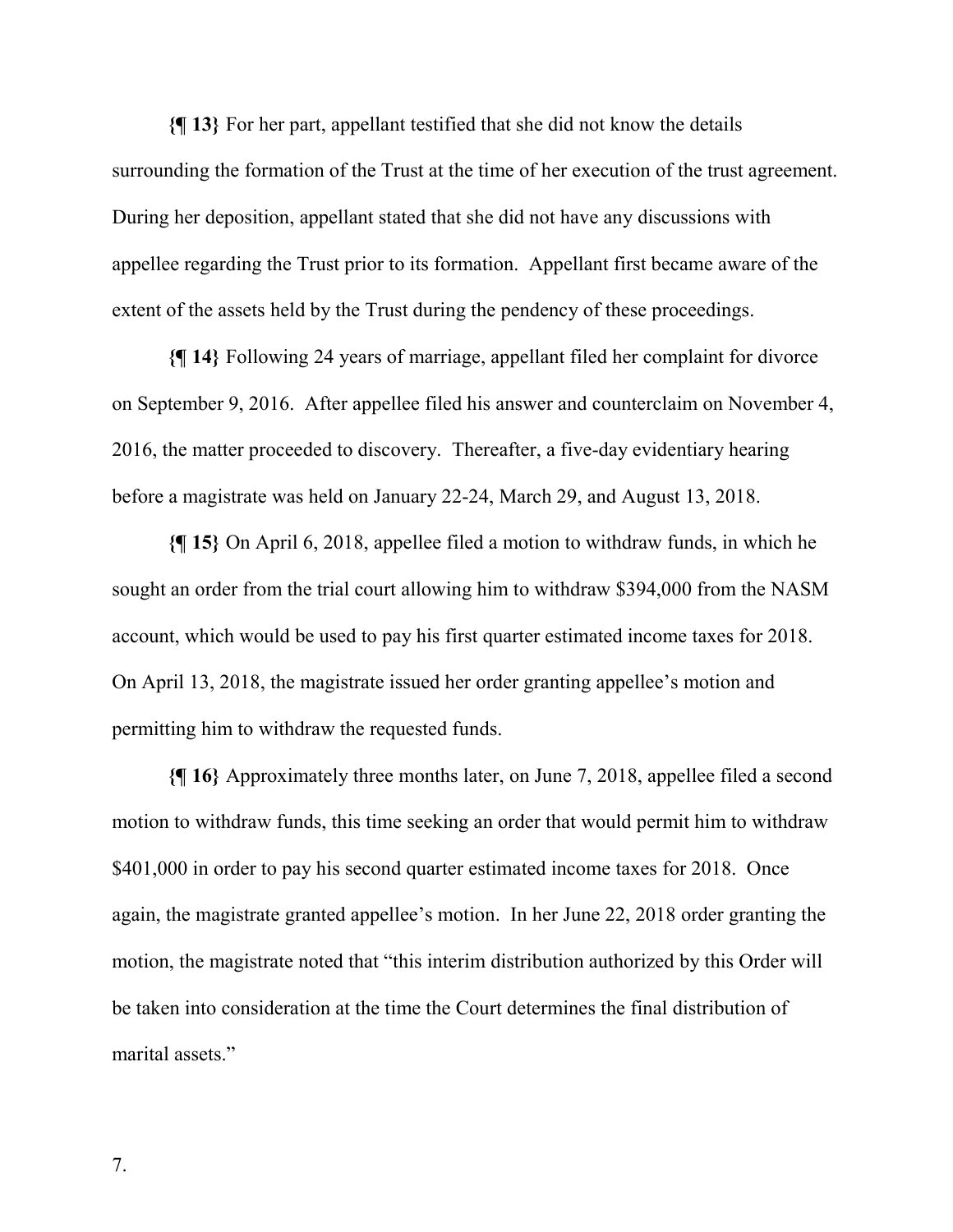**{¶ 13}** For her part, appellant testified that she did not know the details surrounding the formation of the Trust at the time of her execution of the trust agreement. During her deposition, appellant stated that she did not have any discussions with appellee regarding the Trust prior to its formation. Appellant first became aware of the extent of the assets held by the Trust during the pendency of these proceedings.

**{¶ 14}** Following 24 years of marriage, appellant filed her complaint for divorce on September 9, 2016. After appellee filed his answer and counterclaim on November 4, 2016, the matter proceeded to discovery. Thereafter, a five-day evidentiary hearing before a magistrate was held on January 22-24, March 29, and August 13, 2018.

**{¶ 15}** On April 6, 2018, appellee filed a motion to withdraw funds, in which he sought an order from the trial court allowing him to withdraw $394,000 from the NASM account, which would be used to pay his first quarter estimated income taxes for 2018. On April 13, 2018, the magistrate issued her order granting appellee's motion and permitting him to withdraw the requested funds.

**{¶ 16}** Approximately three months later, on June 7, 2018, appellee filed a second motion to withdraw funds, this time seeking an order that would permit him to withdraw $401,000 in order to pay his second quarter estimated income taxes for 2018. Once again, the magistrate granted appellee's motion. In her June 22, 2018 order granting the motion, the magistrate noted that "this interim distribution authorized by this Order will be taken into consideration at the time the Court determines the final distribution of marital assets."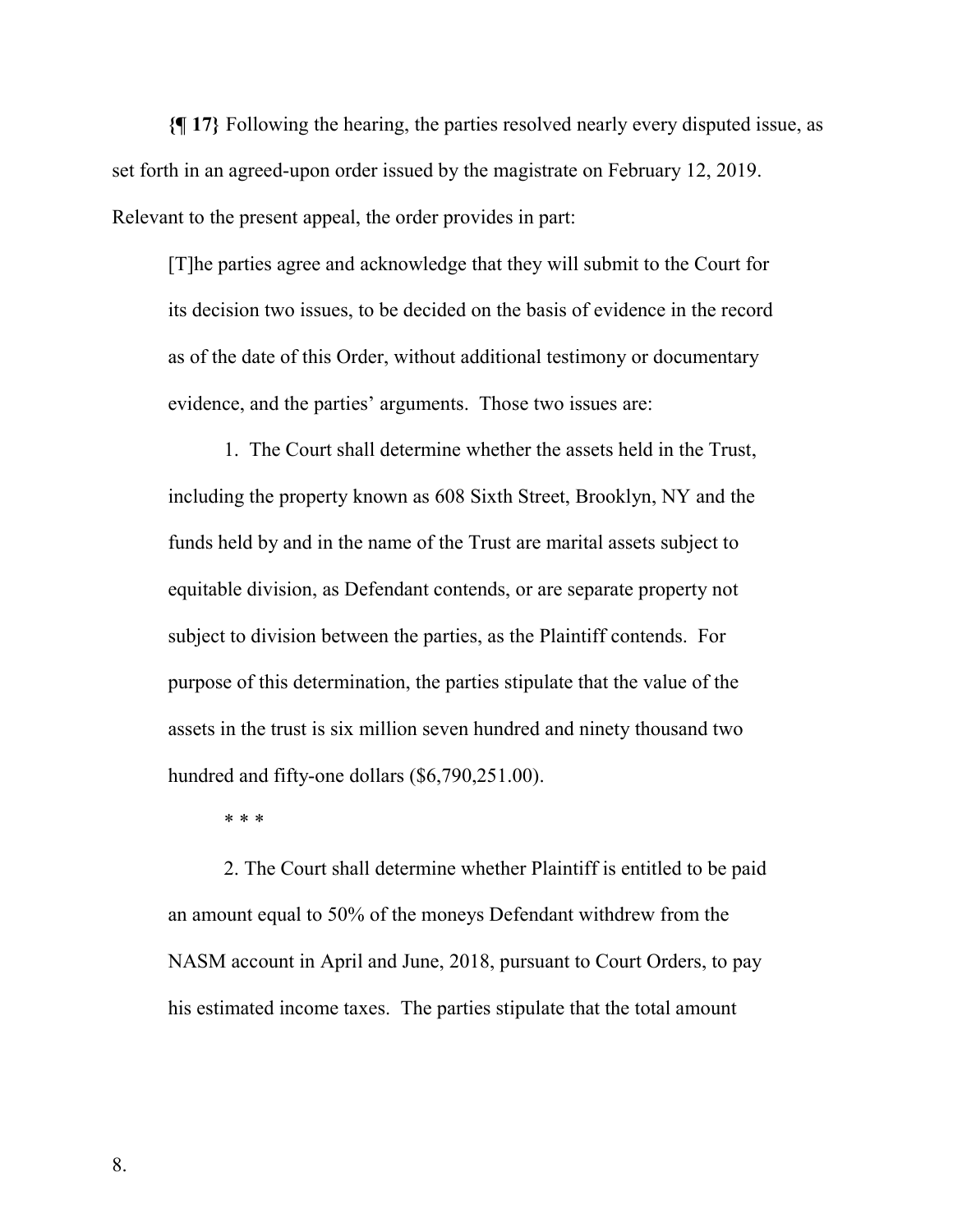**{¶ 17}** Following the hearing, the parties resolved nearly every disputed issue, as set forth in an agreed-upon order issued by the magistrate on February 12, 2019. Relevant to the present appeal, the order provides in part:

> [T]he parties agree and acknowledge that they will submit to the Court for its decision two issues, to be decided on the basis of evidence in the record as of the date of this Order, without additional testimony or documentary evidence, and the parties' arguments. Those two issues are:
>
> 1. The Court shall determine whether the assets held in the Trust, including the property known as 608 Sixth Street, Brooklyn, NY and the funds held by and in the name of the Trust are marital assets subject to equitable division, as Defendant contends, or are separate property not subject to division between the parties, as the Plaintiff contends. For purpose of this determination, the parties stipulate that the value of the assets in the trust is six million seven hundred and ninety thousand two hundred and fifty-one dollars ($6,790,251.00).
>
> \* \* \*
>
> 2. The Court shall determine whether Plaintiff is entitled to be paid an amount equal to 50% of the moneys Defendant withdrew from the NASM account in April and June, 2018, pursuant to Court Orders, to pay his estimated income taxes. The parties stipulate that the total amount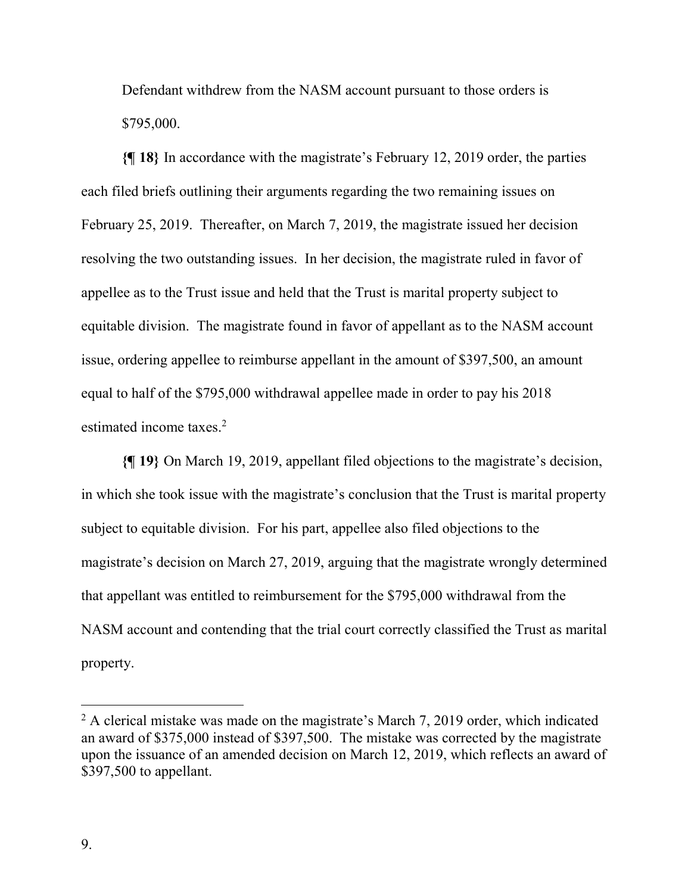Defendant withdrew from the NASM account pursuant to those orders is $795,000.

**{¶ 18}** In accordance with the magistrate's February 12, 2019 order, the parties each filed briefs outlining their arguments regarding the two remaining issues on February 25, 2019. Thereafter, on March 7, 2019, the magistrate issued her decision resolving the two outstanding issues. In her decision, the magistrate ruled in favor of appellee as to the Trust issue and held that the Trust is marital property subject to equitable division. The magistrate found in favor of appellant as to the NASM account issue, ordering appellee to reimburse appellant in the amount of $397,500, an amount equal to half of the $795,000 withdrawal appellee made in order to pay his 2018 estimated income taxes.[2]

**{¶ 19}** On March 19, 2019, appellant filed objections to the magistrate's decision, in which she took issue with the magistrate's conclusion that the Trust is marital property subject to equitable division. For his part, appellee also filed objections to the magistrate's decision on March 27, 2019, arguing that the magistrate wrongly determined that appellant was entitled to reimbursement for the $795,000 withdrawal from the NASM account and contending that the trial court correctly classified the Trust as marital property.

---

[2] A clerical mistake was made on the magistrate's March 7, 2019 order, which indicated an award of $375,000 instead of $397,500. The mistake was corrected by the magistrate upon the issuance of an amended decision on March 12, 2019, which reflects an award of $397,500 to appellant.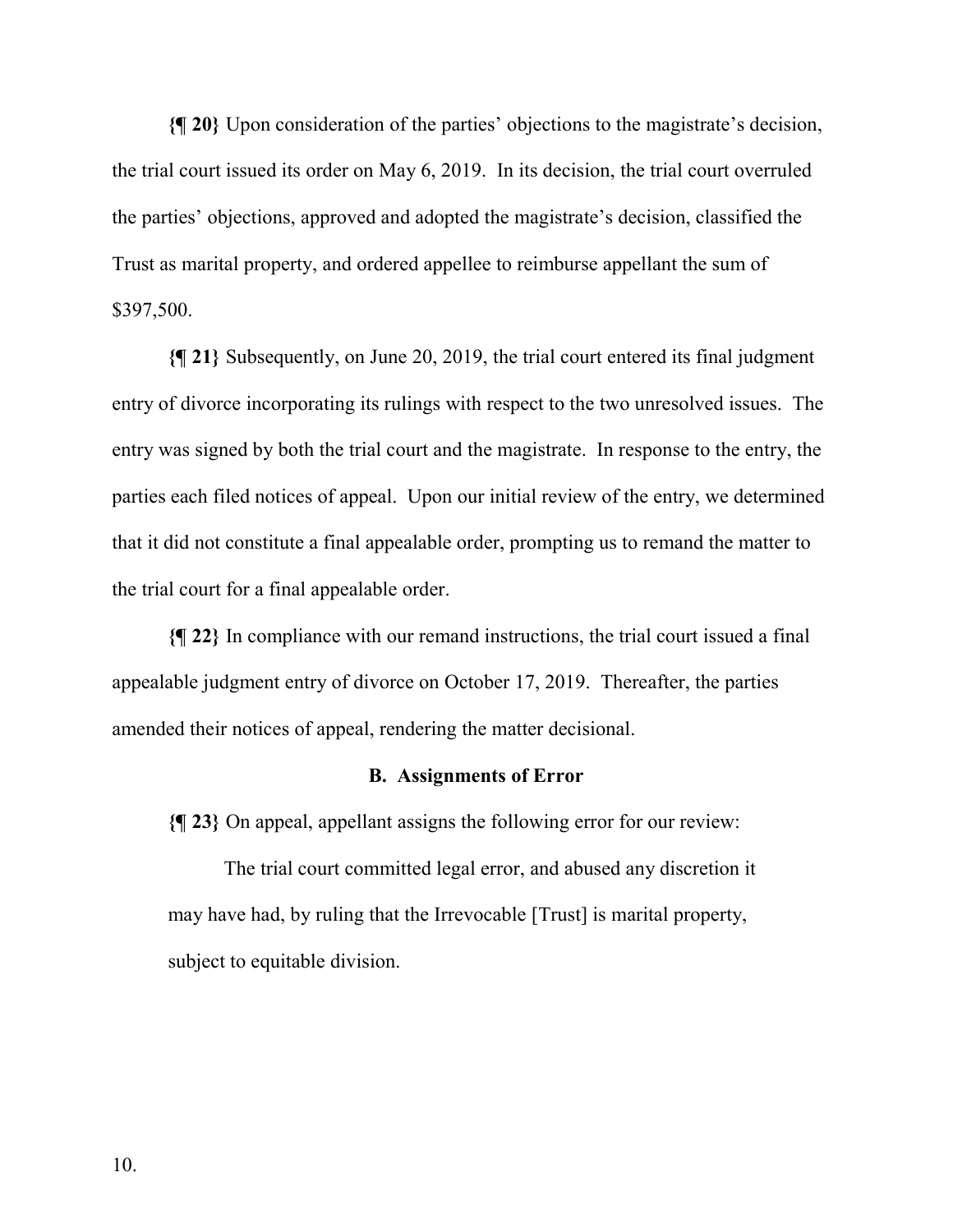**{¶ 20}** Upon consideration of the parties' objections to the magistrate's decision, the trial court issued its order on May 6, 2019. In its decision, the trial court overruled the parties' objections, approved and adopted the magistrate's decision, classified the Trust as marital property, and ordered appellee to reimburse appellant the sum of $397,500.

**{¶ 21}** Subsequently, on June 20, 2019, the trial court entered its final judgment entry of divorce incorporating its rulings with respect to the two unresolved issues. The entry was signed by both the trial court and the magistrate. In response to the entry, the parties each filed notices of appeal. Upon our initial review of the entry, we determined that it did not constitute a final appealable order, prompting us to remand the matter to the trial court for a final appealable order.

**{¶ 22}** In compliance with our remand instructions, the trial court issued a final appealable judgment entry of divorce on October 17, 2019. Thereafter, the parties amended their notices of appeal, rendering the matter decisional.

### B. Assignments of Error

**{¶ 23}** On appeal, appellant assigns the following error for our review:

> The trial court committed legal error, and abused any discretion it may have had, by ruling that the Irrevocable [Trust] is marital property, subject to equitable division.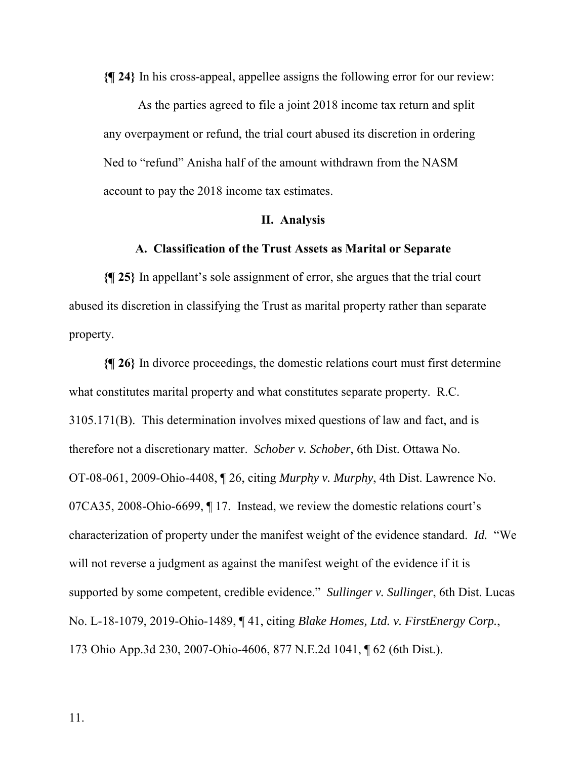**{¶ 24}** In his cross-appeal, appellee assigns the following error for our review:

> As the parties agreed to file a joint 2018 income tax return and split any overpayment or refund, the trial court abused its discretion in ordering Ned to "refund" Anisha half of the amount withdrawn from the NASM account to pay the 2018 income tax estimates.

## II. Analysis

### A. Classification of the Trust Assets as Marital or Separate

**{¶ 25}** In appellant's sole assignment of error, she argues that the trial court abused its discretion in classifying the Trust as marital property rather than separate property.

**{¶ 26}** In divorce proceedings, the domestic relations court must first determine what constitutes marital property and what constitutes separate property. R.C. 3105.171(B). This determination involves mixed questions of law and fact, and is therefore not a discretionary matter. *Schober v. Schober*, 6th Dist. Ottawa No. OT-08-061, 2009-Ohio-4408, ¶ 26, citing *Murphy v. Murphy*, 4th Dist. Lawrence No. 07CA35, 2008-Ohio-6699, ¶ 17. Instead, we review the domestic relations court's characterization of property under the manifest weight of the evidence standard. *Id.* "We will not reverse a judgment as against the manifest weight of the evidence if it is supported by some competent, credible evidence." *Sullinger v. Sullinger*, 6th Dist. Lucas No. L-18-1079, 2019-Ohio-1489, ¶ 41, citing *Blake Homes, Ltd. v. FirstEnergy Corp.*, 173 Ohio App.3d 230, 2007-Ohio-4606, 877 N.E.2d 1041, ¶ 62 (6th Dist.).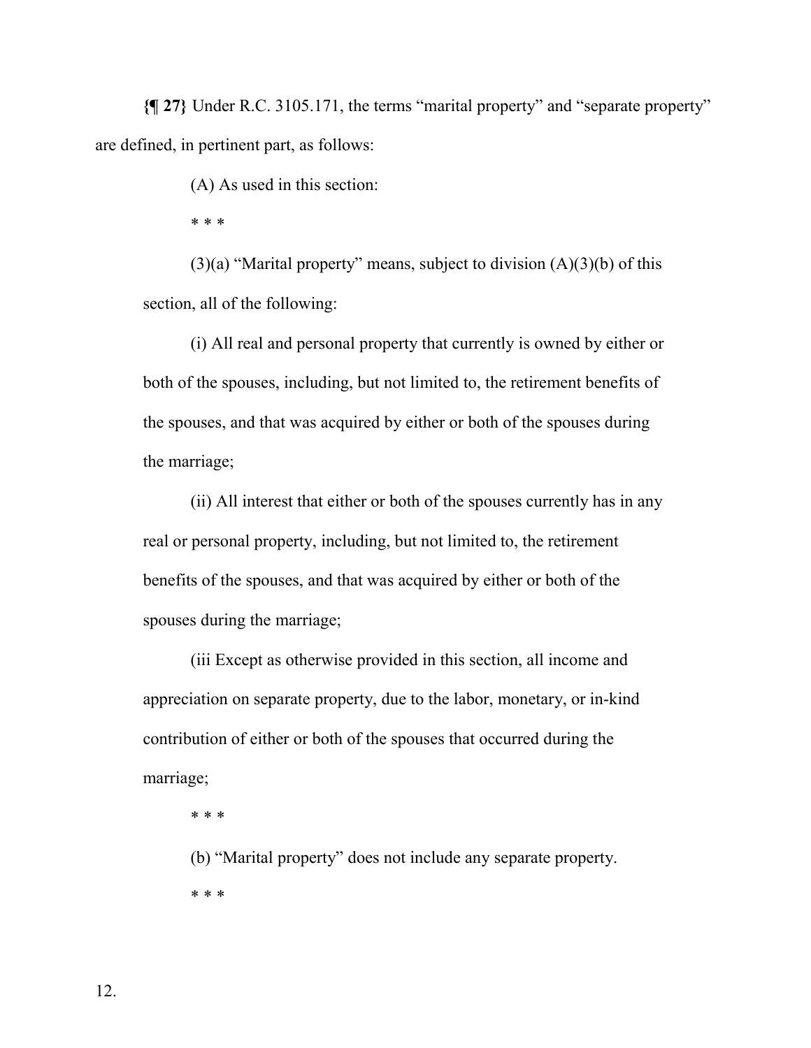**{¶ 27}** Under R.C. 3105.171, the terms "marital property" and "separate property" are defined, in pertinent part, as follows:

> (A) As used in this section:
>
> * * *
>
> (3)(a) "Marital property" means, subject to division (A)(3)(b) of this section, all of the following:
>
> (i) All real and personal property that currently is owned by either or both of the spouses, including, but not limited to, the retirement benefits of the spouses, and that was acquired by either or both of the spouses during the marriage;
>
> (ii) All interest that either or both of the spouses currently has in any real or personal property, including, but not limited to, the retirement benefits of the spouses, and that was acquired by either or both of the spouses during the marriage;
>
> (iii Except as otherwise provided in this section, all income and appreciation on separate property, due to the labor, monetary, or in-kind contribution of either or both of the spouses that occurred during the marriage;
>
> * * *
>
> (b) "Marital property" does not include any separate property.
>
> * * *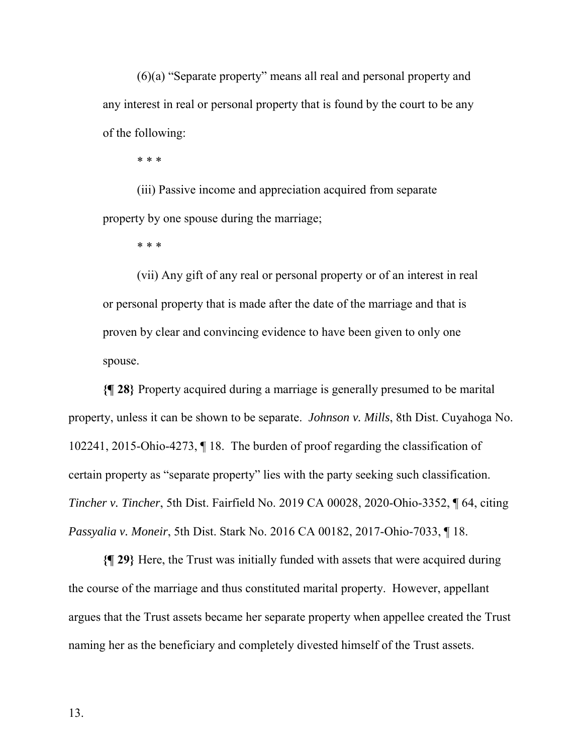(6)(a) "Separate property" means all real and personal property and any interest in real or personal property that is found by the court to be any of the following:

* * *

(iii) Passive income and appreciation acquired from separate property by one spouse during the marriage;

* * *

(vii) Any gift of any real or personal property or of an interest in real or personal property that is made after the date of the marriage and that is proven by clear and convincing evidence to have been given to only one spouse.

**{¶ 28}** Property acquired during a marriage is generally presumed to be marital property, unless it can be shown to be separate. *Johnson v. Mills*, 8th Dist. Cuyahoga No. 102241, 2015-Ohio-4273, ¶ 18. The burden of proof regarding the classification of certain property as "separate property" lies with the party seeking such classification. *Tincher v. Tincher*, 5th Dist. Fairfield No. 2019 CA 00028, 2020-Ohio-3352, ¶ 64, citing *Passyalia v. Moneir*, 5th Dist. Stark No. 2016 CA 00182, 2017-Ohio-7033, ¶ 18.

**{¶ 29}** Here, the Trust was initially funded with assets that were acquired during the course of the marriage and thus constituted marital property. However, appellant argues that the Trust assets became her separate property when appellee created the Trust naming her as the beneficiary and completely divested himself of the Trust assets.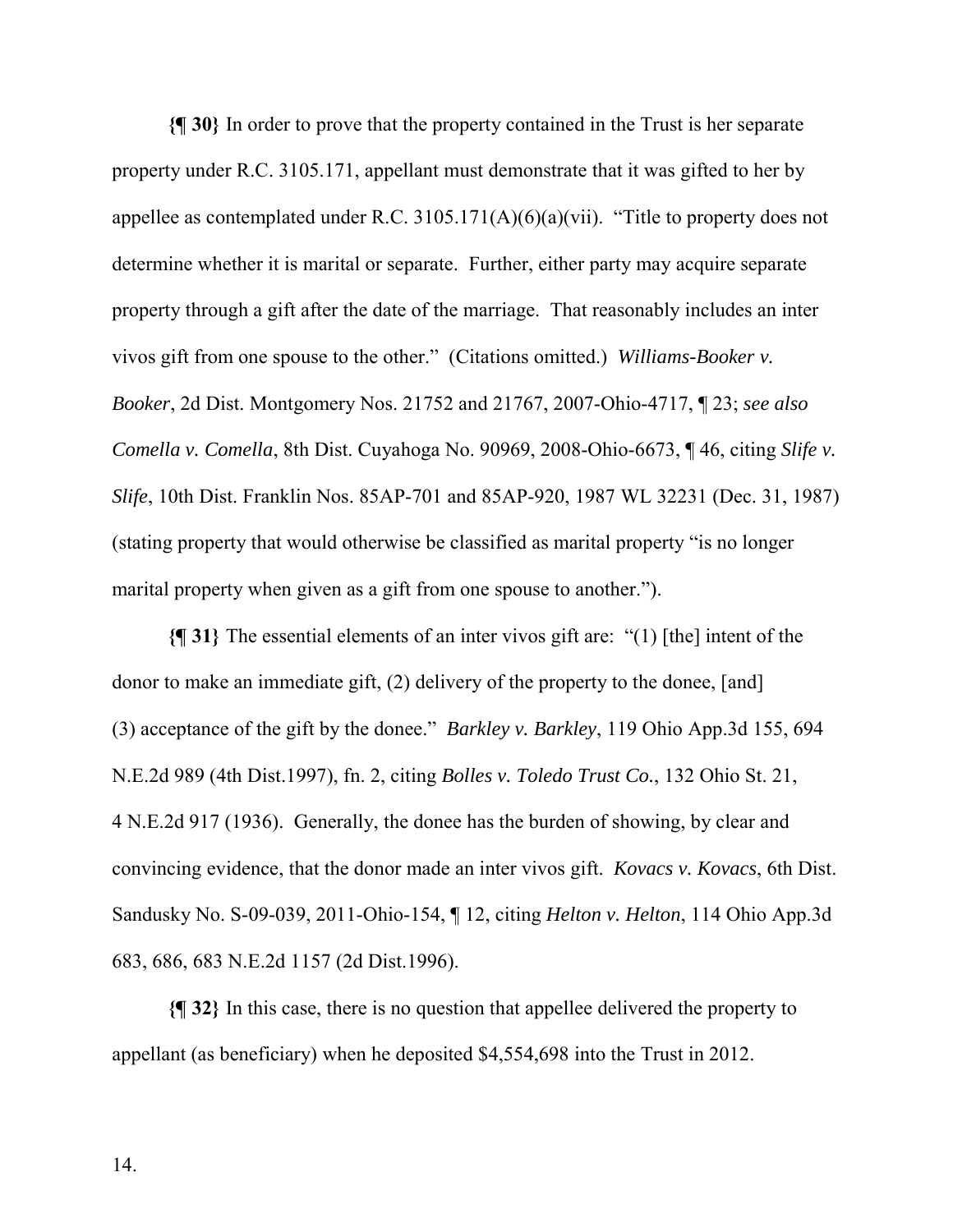**{¶ 30}** In order to prove that the property contained in the Trust is her separate property under R.C. 3105.171, appellant must demonstrate that it was gifted to her by appellee as contemplated under R.C. 3105.171(A)(6)(a)(vii). "Title to property does not determine whether it is marital or separate. Further, either party may acquire separate property through a gift after the date of the marriage. That reasonably includes an inter vivos gift from one spouse to the other." (Citations omitted.) *Williams-Booker v. Booker*, 2d Dist. Montgomery Nos. 21752 and 21767, 2007-Ohio-4717, ¶ 23; *see also Comella v. Comella*, 8th Dist. Cuyahoga No. 90969, 2008-Ohio-6673, ¶ 46, citing *Slife v. Slife*, 10th Dist. Franklin Nos. 85AP-701 and 85AP-920, 1987 WL 32231 (Dec. 31, 1987) (stating property that would otherwise be classified as marital property "is no longer marital property when given as a gift from one spouse to another.").

**{¶ 31}** The essential elements of an inter vivos gift are: "(1) [the] intent of the donor to make an immediate gift, (2) delivery of the property to the donee, [and] (3) acceptance of the gift by the donee." *Barkley v. Barkley*, 119 Ohio App.3d 155, 694 N.E.2d 989 (4th Dist.1997), fn. 2, citing *Bolles v. Toledo Trust Co.*, 132 Ohio St. 21, 4 N.E.2d 917 (1936). Generally, the donee has the burden of showing, by clear and convincing evidence, that the donor made an inter vivos gift. *Kovacs v. Kovacs*, 6th Dist. Sandusky No. S-09-039, 2011-Ohio-154, ¶ 12, citing *Helton v. Helton*, 114 Ohio App.3d 683, 686, 683 N.E.2d 1157 (2d Dist.1996).

**{¶ 32}** In this case, there is no question that appellee delivered the property to appellant (as beneficiary) when he deposited $4,554,698 into the Trust in 2012.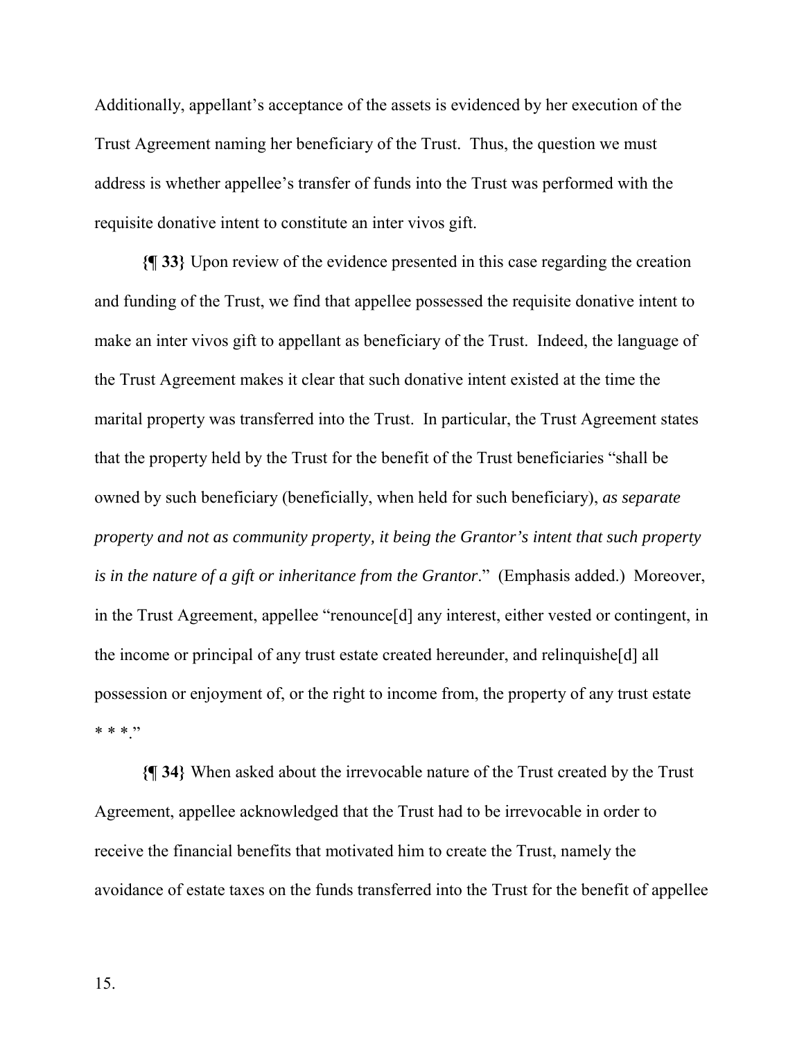Additionally, appellant's acceptance of the assets is evidenced by her execution of the Trust Agreement naming her beneficiary of the Trust. Thus, the question we must address is whether appellee's transfer of funds into the Trust was performed with the requisite donative intent to constitute an inter vivos gift.

**{¶ 33}** Upon review of the evidence presented in this case regarding the creation and funding of the Trust, we find that appellee possessed the requisite donative intent to make an inter vivos gift to appellant as beneficiary of the Trust. Indeed, the language of the Trust Agreement makes it clear that such donative intent existed at the time the marital property was transferred into the Trust. In particular, the Trust Agreement states that the property held by the Trust for the benefit of the Trust beneficiaries "shall be owned by such beneficiary (beneficially, when held for such beneficiary), *as separate property and not as community property, it being the Grantor's intent that such property is in the nature of a gift or inheritance from the Grantor*." (Emphasis added.) Moreover, in the Trust Agreement, appellee "renounce[d] any interest, either vested or contingent, in the income or principal of any trust estate created hereunder, and relinquishe[d] all possession or enjoyment of, or the right to income from, the property of any trust estate * * *."

**{¶ 34}** When asked about the irrevocable nature of the Trust created by the Trust Agreement, appellee acknowledged that the Trust had to be irrevocable in order to receive the financial benefits that motivated him to create the Trust, namely the avoidance of estate taxes on the funds transferred into the Trust for the benefit of appellee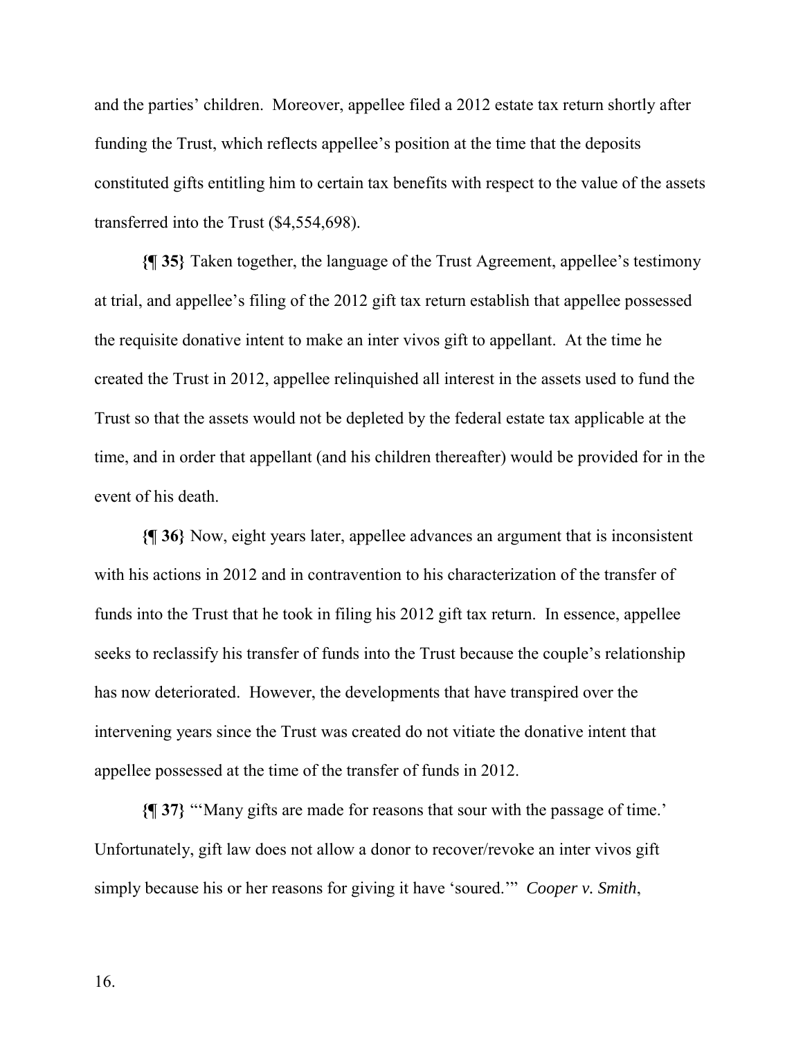and the parties' children. Moreover, appellee filed a 2012 estate tax return shortly after funding the Trust, which reflects appellee's position at the time that the deposits constituted gifts entitling him to certain tax benefits with respect to the value of the assets transferred into the Trust ($4,554,698).

**{¶ 35}** Taken together, the language of the Trust Agreement, appellee's testimony at trial, and appellee's filing of the 2012 gift tax return establish that appellee possessed the requisite donative intent to make an inter vivos gift to appellant. At the time he created the Trust in 2012, appellee relinquished all interest in the assets used to fund the Trust so that the assets would not be depleted by the federal estate tax applicable at the time, and in order that appellant (and his children thereafter) would be provided for in the event of his death.

**{¶ 36}** Now, eight years later, appellee advances an argument that is inconsistent with his actions in 2012 and in contravention to his characterization of the transfer of funds into the Trust that he took in filing his 2012 gift tax return. In essence, appellee seeks to reclassify his transfer of funds into the Trust because the couple's relationship has now deteriorated. However, the developments that have transpired over the intervening years since the Trust was created do not vitiate the donative intent that appellee possessed at the time of the transfer of funds in 2012.

**{¶ 37}** "'Many gifts are made for reasons that sour with the passage of time.' Unfortunately, gift law does not allow a donor to recover/revoke an inter vivos gift simply because his or her reasons for giving it have 'soured.'" *Cooper v. Smith*,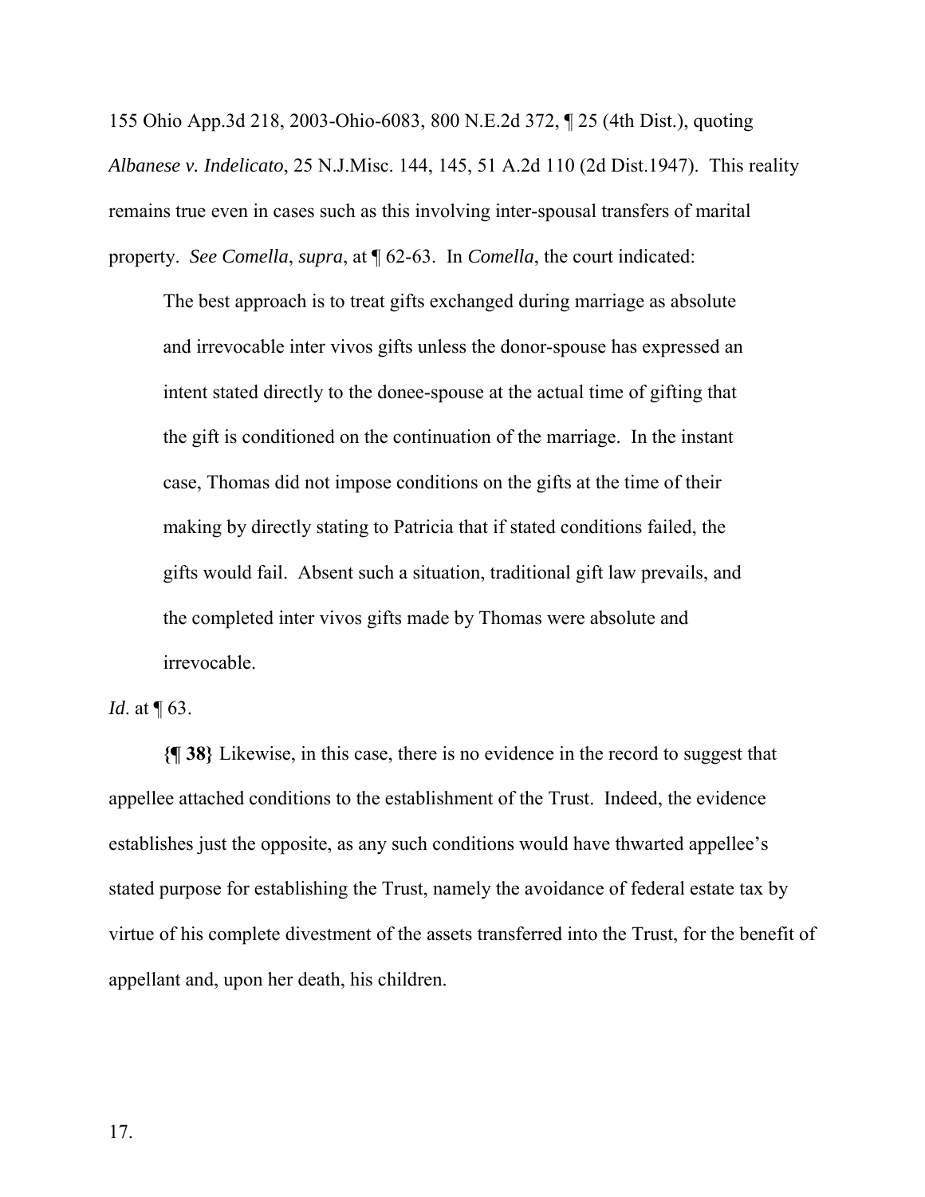155 Ohio App.3d 218, 2003-Ohio-6083, 800 N.E.2d 372, ¶ 25 (4th Dist.), quoting *Albanese v. Indelicato*, 25 N.J.Misc. 144, 145, 51 A.2d 110 (2d Dist.1947). This reality remains true even in cases such as this involving inter-spousal transfers of marital property. *See Comella*, *supra*, at ¶ 62-63. In *Comella*, the court indicated:

> The best approach is to treat gifts exchanged during marriage as absolute and irrevocable inter vivos gifts unless the donor-spouse has expressed an intent stated directly to the donee-spouse at the actual time of gifting that the gift is conditioned on the continuation of the marriage. In the instant case, Thomas did not impose conditions on the gifts at the time of their making by directly stating to Patricia that if stated conditions failed, the gifts would fail. Absent such a situation, traditional gift law prevails, and the completed inter vivos gifts made by Thomas were absolute and irrevocable.

*Id*. at ¶ 63.

**{¶ 38}** Likewise, in this case, there is no evidence in the record to suggest that appellee attached conditions to the establishment of the Trust. Indeed, the evidence establishes just the opposite, as any such conditions would have thwarted appellee's stated purpose for establishing the Trust, namely the avoidance of federal estate tax by virtue of his complete divestment of the assets transferred into the Trust, for the benefit of appellant and, upon her death, his children.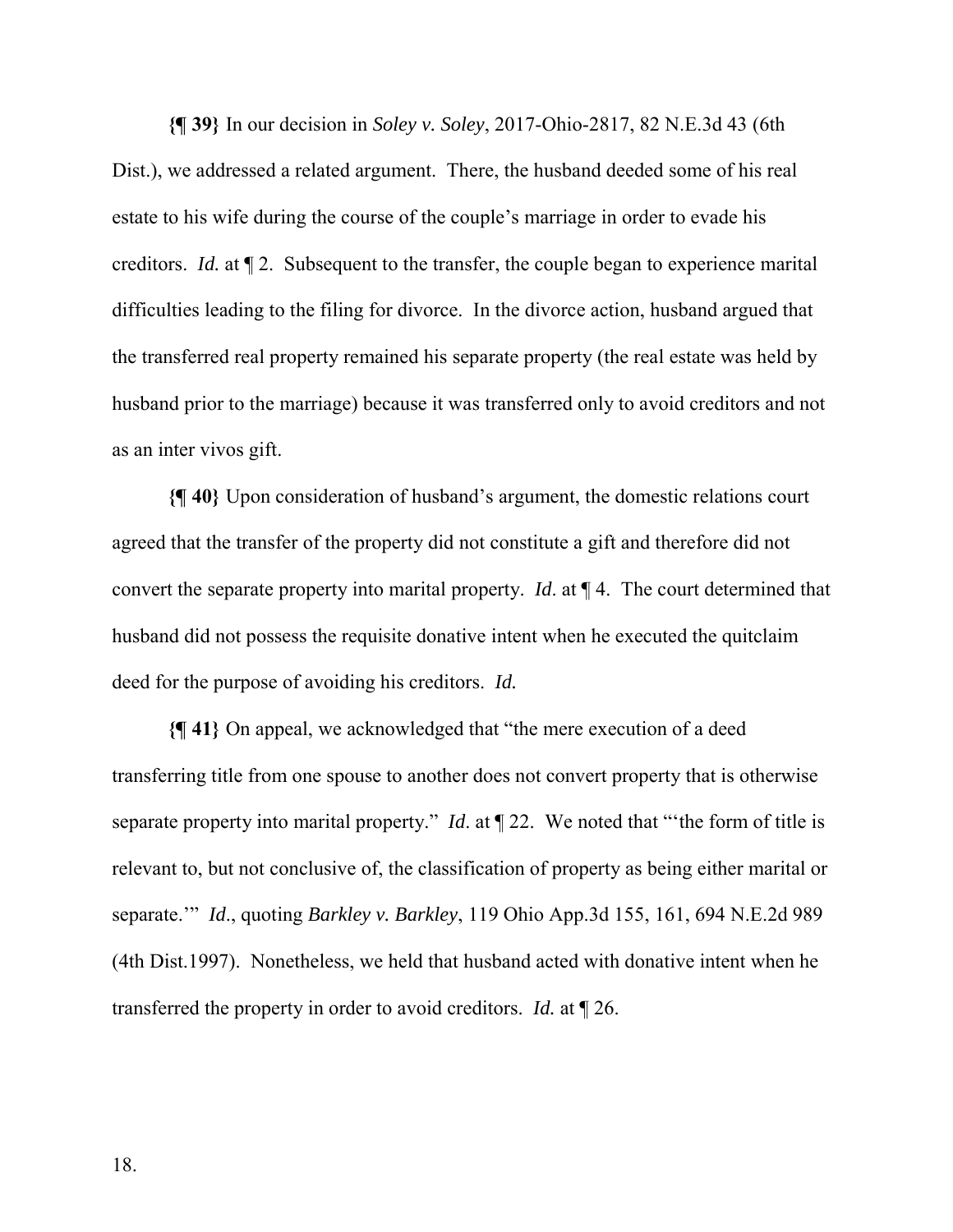**{¶ 39}** In our decision in *Soley v. Soley*, 2017-Ohio-2817, 82 N.E.3d 43 (6th Dist.), we addressed a related argument. There, the husband deeded some of his real estate to his wife during the course of the couple's marriage in order to evade his creditors. *Id.* at ¶ 2. Subsequent to the transfer, the couple began to experience marital difficulties leading to the filing for divorce. In the divorce action, husband argued that the transferred real property remained his separate property (the real estate was held by husband prior to the marriage) because it was transferred only to avoid creditors and not as an inter vivos gift.

**{¶ 40}** Upon consideration of husband's argument, the domestic relations court agreed that the transfer of the property did not constitute a gift and therefore did not convert the separate property into marital property. *Id*. at ¶ 4. The court determined that husband did not possess the requisite donative intent when he executed the quitclaim deed for the purpose of avoiding his creditors. *Id.*

**{¶ 41}** On appeal, we acknowledged that "the mere execution of a deed transferring title from one spouse to another does not convert property that is otherwise separate property into marital property." *Id*. at ¶ 22. We noted that "'the form of title is relevant to, but not conclusive of, the classification of property as being either marital or separate.'" *Id*., quoting *Barkley v. Barkley*, 119 Ohio App.3d 155, 161, 694 N.E.2d 989 (4th Dist.1997). Nonetheless, we held that husband acted with donative intent when he transferred the property in order to avoid creditors. *Id.* at ¶ 26.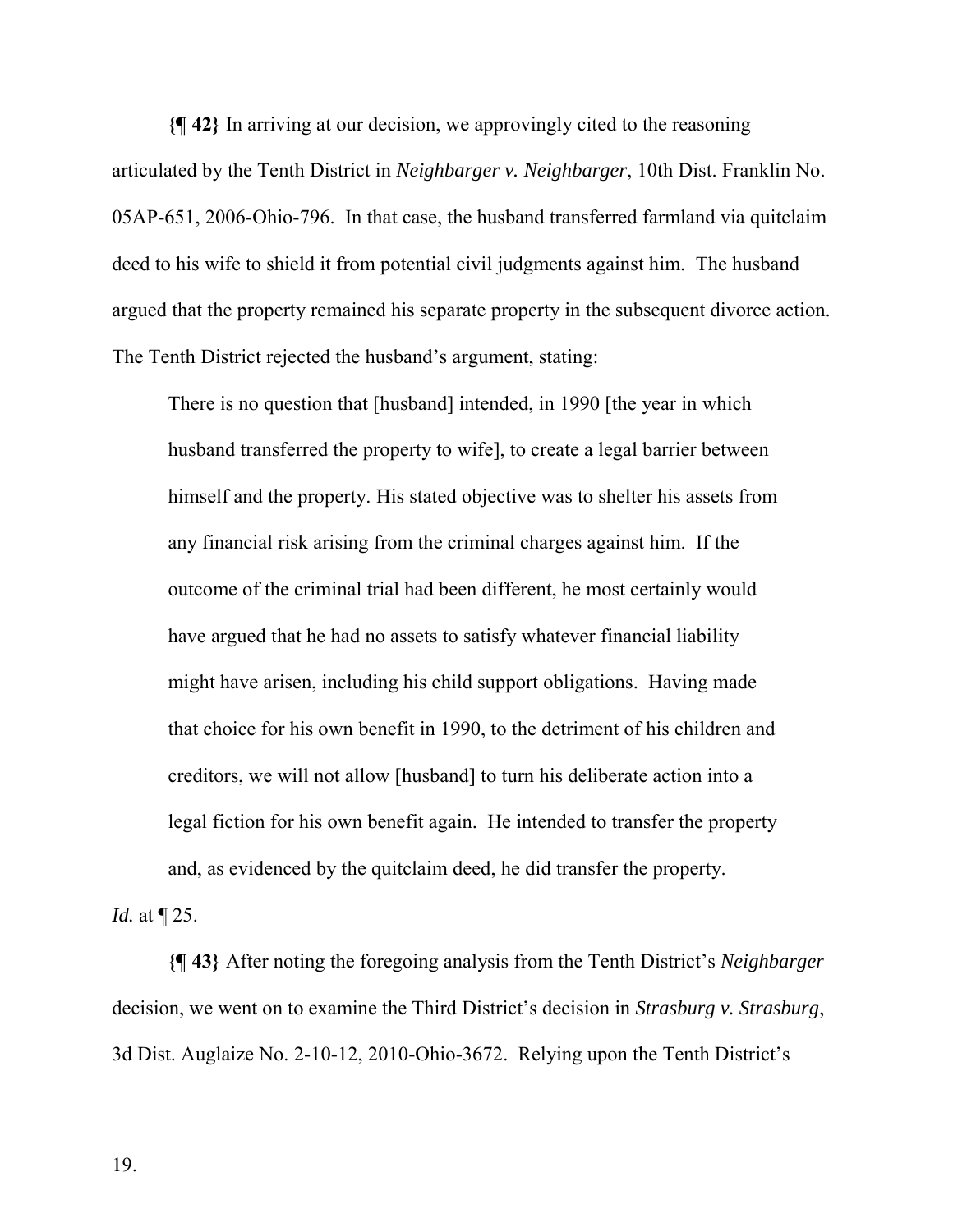**{¶ 42}** In arriving at our decision, we approvingly cited to the reasoning articulated by the Tenth District in *Neighbarger v. Neighbarger*, 10th Dist. Franklin No. 05AP-651, 2006-Ohio-796. In that case, the husband transferred farmland via quitclaim deed to his wife to shield it from potential civil judgments against him. The husband argued that the property remained his separate property in the subsequent divorce action. The Tenth District rejected the husband's argument, stating:

> There is no question that [husband] intended, in 1990 [the year in which husband transferred the property to wife], to create a legal barrier between himself and the property. His stated objective was to shelter his assets from any financial risk arising from the criminal charges against him. If the outcome of the criminal trial had been different, he most certainly would have argued that he had no assets to satisfy whatever financial liability might have arisen, including his child support obligations. Having made that choice for his own benefit in 1990, to the detriment of his children and creditors, we will not allow [husband] to turn his deliberate action into a legal fiction for his own benefit again. He intended to transfer the property and, as evidenced by the quitclaim deed, he did transfer the property.

*Id.* at ¶ 25.

**{¶ 43}** After noting the foregoing analysis from the Tenth District's *Neighbarger* decision, we went on to examine the Third District's decision in *Strasburg v. Strasburg*, 3d Dist. Auglaize No. 2-10-12, 2010-Ohio-3672. Relying upon the Tenth District's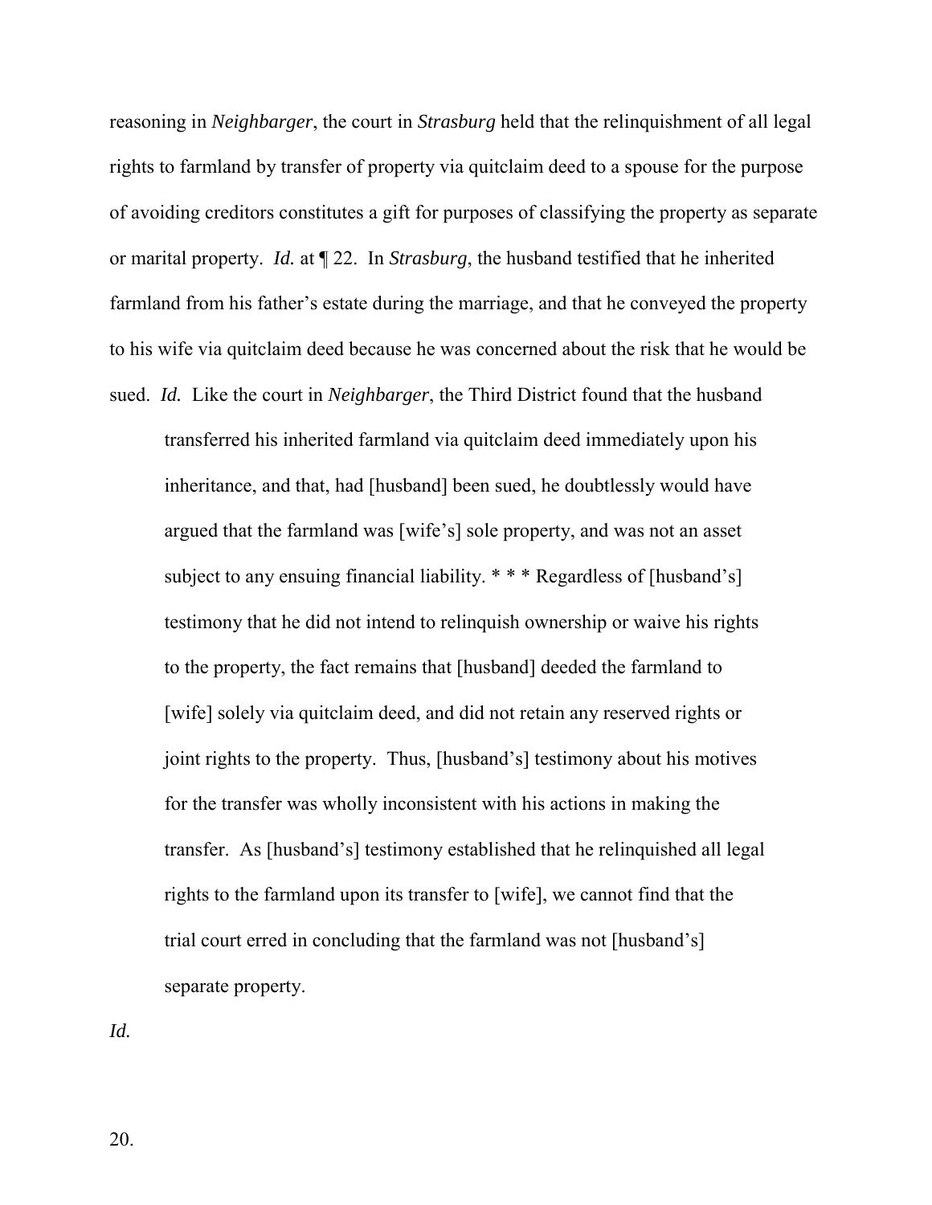reasoning in *Neighbarger*, the court in *Strasburg* held that the relinquishment of all legal rights to farmland by transfer of property via quitclaim deed to a spouse for the purpose of avoiding creditors constitutes a gift for purposes of classifying the property as separate or marital property. *Id.* at ¶ 22. In *Strasburg*, the husband testified that he inherited farmland from his father's estate during the marriage, and that he conveyed the property to his wife via quitclaim deed because he was concerned about the risk that he would be sued. *Id.* Like the court in *Neighbarger*, the Third District found that the husband

> transferred his inherited farmland via quitclaim deed immediately upon his inheritance, and that, had [husband] been sued, he doubtlessly would have argued that the farmland was [wife's] sole property, and was not an asset subject to any ensuing financial liability. * * * Regardless of [husband's] testimony that he did not intend to relinquish ownership or waive his rights to the property, the fact remains that [husband] deeded the farmland to [wife] solely via quitclaim deed, and did not retain any reserved rights or joint rights to the property. Thus, [husband's] testimony about his motives for the transfer was wholly inconsistent with his actions in making the transfer. As [husband's] testimony established that he relinquished all legal rights to the farmland upon its transfer to [wife], we cannot find that the trial court erred in concluding that the farmland was not [husband's] separate property.

*Id.*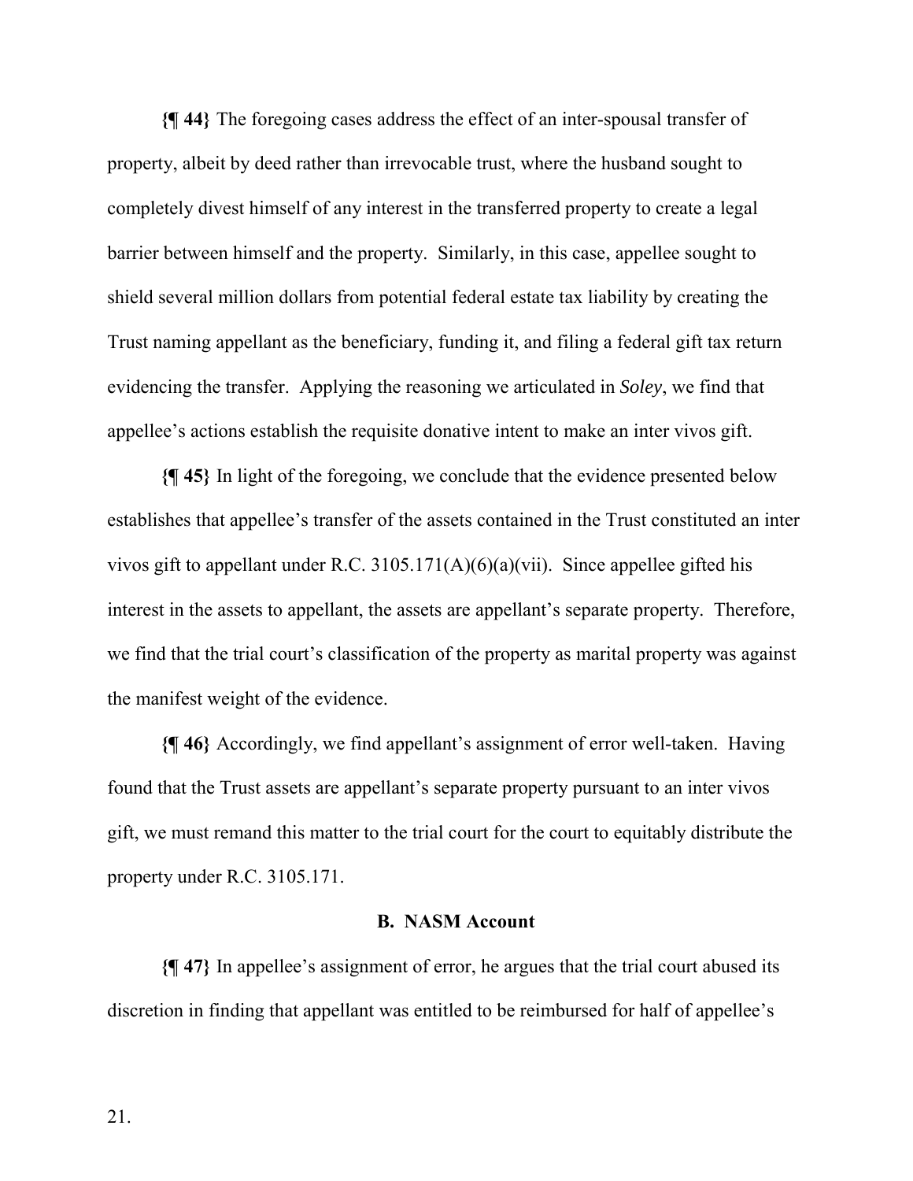**{¶ 44}** The foregoing cases address the effect of an inter-spousal transfer of property, albeit by deed rather than irrevocable trust, where the husband sought to completely divest himself of any interest in the transferred property to create a legal barrier between himself and the property. Similarly, in this case, appellee sought to shield several million dollars from potential federal estate tax liability by creating the Trust naming appellant as the beneficiary, funding it, and filing a federal gift tax return evidencing the transfer. Applying the reasoning we articulated in *Soley*, we find that appellee's actions establish the requisite donative intent to make an inter vivos gift.

**{¶ 45}** In light of the foregoing, we conclude that the evidence presented below establishes that appellee's transfer of the assets contained in the Trust constituted an inter vivos gift to appellant under R.C. 3105.171(A)(6)(a)(vii). Since appellee gifted his interest in the assets to appellant, the assets are appellant's separate property. Therefore, we find that the trial court's classification of the property as marital property was against the manifest weight of the evidence.

**{¶ 46}** Accordingly, we find appellant's assignment of error well-taken. Having found that the Trust assets are appellant's separate property pursuant to an inter vivos gift, we must remand this matter to the trial court for the court to equitably distribute the property under R.C. 3105.171.

### B. NASM Account

**{¶ 47}** In appellee's assignment of error, he argues that the trial court abused its discretion in finding that appellant was entitled to be reimbursed for half of appellee's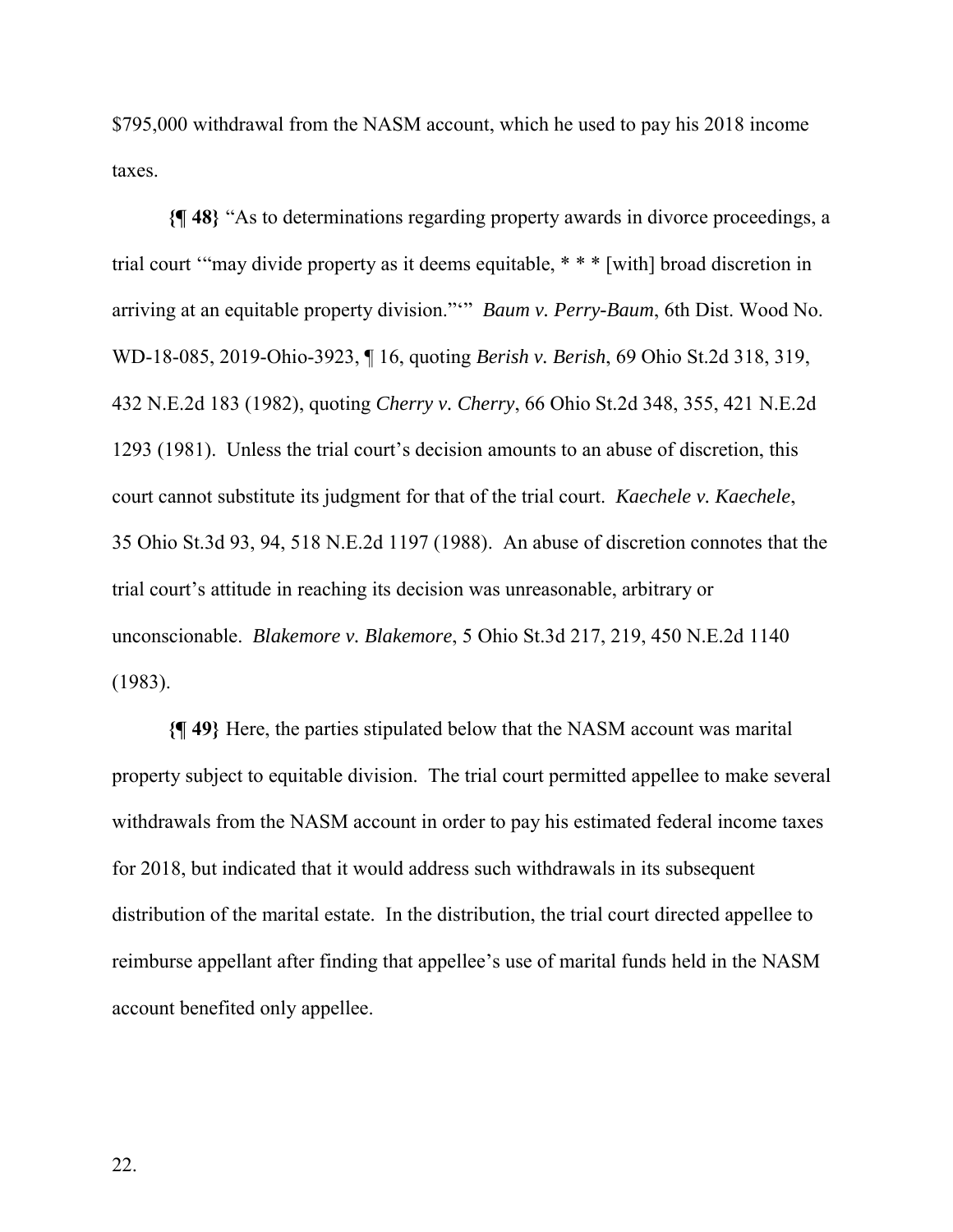$795,000 withdrawal from the NASM account, which he used to pay his 2018 income taxes.

**{¶ 48}** "As to determinations regarding property awards in divorce proceedings, a trial court '"may divide property as it deems equitable, * * * [with] broad discretion in arriving at an equitable property division."'" *Baum v. Perry-Baum*, 6th Dist. Wood No. WD-18-085, 2019-Ohio-3923, ¶ 16, quoting *Berish v. Berish*, 69 Ohio St.2d 318, 319, 432 N.E.2d 183 (1982), quoting *Cherry v. Cherry*, 66 Ohio St.2d 348, 355, 421 N.E.2d 1293 (1981). Unless the trial court's decision amounts to an abuse of discretion, this court cannot substitute its judgment for that of the trial court. *Kaechele v. Kaechele*, 35 Ohio St.3d 93, 94, 518 N.E.2d 1197 (1988). An abuse of discretion connotes that the trial court's attitude in reaching its decision was unreasonable, arbitrary or unconscionable. *Blakemore v. Blakemore*, 5 Ohio St.3d 217, 219, 450 N.E.2d 1140 (1983).

**{¶ 49}** Here, the parties stipulated below that the NASM account was marital property subject to equitable division. The trial court permitted appellee to make several withdrawals from the NASM account in order to pay his estimated federal income taxes for 2018, but indicated that it would address such withdrawals in its subsequent distribution of the marital estate. In the distribution, the trial court directed appellee to reimburse appellant after finding that appellee's use of marital funds held in the NASM account benefited only appellee.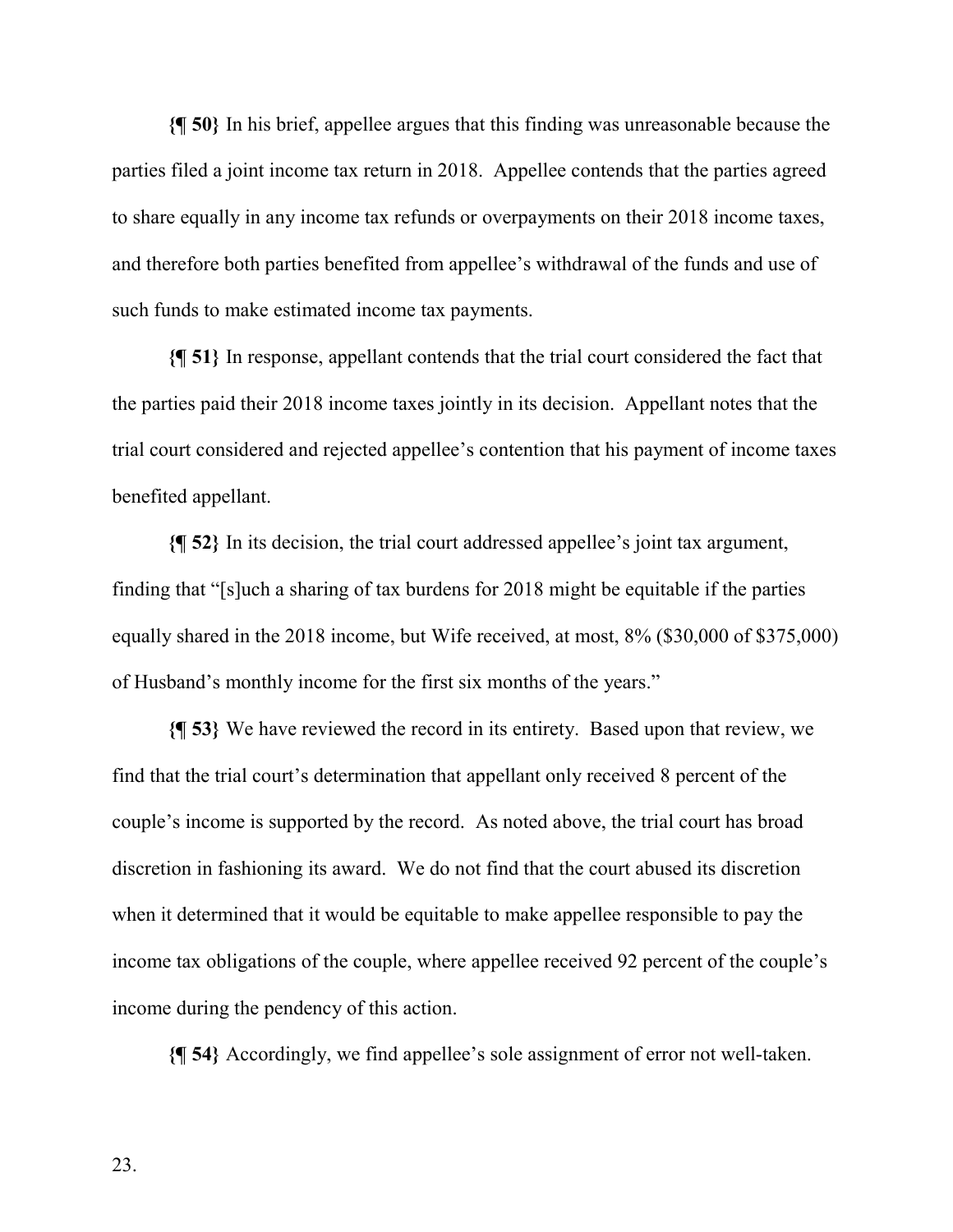**{¶ 50}** In his brief, appellee argues that this finding was unreasonable because the parties filed a joint income tax return in 2018. Appellee contends that the parties agreed to share equally in any income tax refunds or overpayments on their 2018 income taxes, and therefore both parties benefited from appellee's withdrawal of the funds and use of such funds to make estimated income tax payments.

**{¶ 51}** In response, appellant contends that the trial court considered the fact that the parties paid their 2018 income taxes jointly in its decision. Appellant notes that the trial court considered and rejected appellee's contention that his payment of income taxes benefited appellant.

**{¶ 52}** In its decision, the trial court addressed appellee's joint tax argument, finding that "[s]uch a sharing of tax burdens for 2018 might be equitable if the parties equally shared in the 2018 income, but Wife received, at most, 8% ($30,000 of $375,000) of Husband's monthly income for the first six months of the years."

**{¶ 53}** We have reviewed the record in its entirety. Based upon that review, we find that the trial court's determination that appellant only received 8 percent of the couple's income is supported by the record. As noted above, the trial court has broad discretion in fashioning its award. We do not find that the court abused its discretion when it determined that it would be equitable to make appellee responsible to pay the income tax obligations of the couple, where appellee received 92 percent of the couple's income during the pendency of this action.

**{¶ 54}** Accordingly, we find appellee's sole assignment of error not well-taken.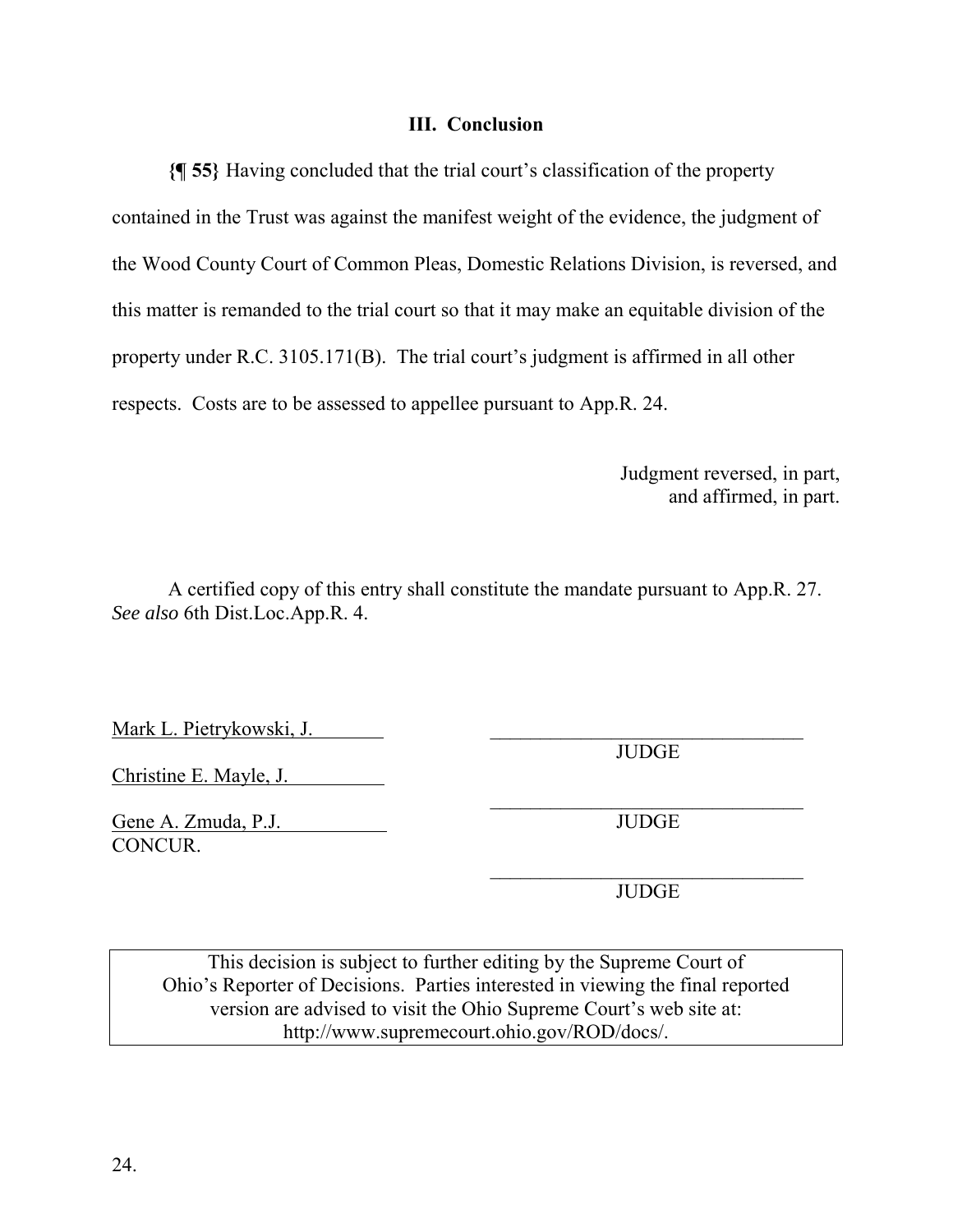### III. Conclusion

**{¶ 55}** Having concluded that the trial court's classification of the property contained in the Trust was against the manifest weight of the evidence, the judgment of the Wood County Court of Common Pleas, Domestic Relations Division, is reversed, and this matter is remanded to the trial court so that it may make an equitable division of the property under R.C. 3105.171(B). The trial court's judgment is affirmed in all other respects. Costs are to be assessed to appellee pursuant to App.R. 24.

Judgment reversed, in part, and affirmed, in part.

A certified copy of this entry shall constitute the mandate pursuant to App.R. 27. *See also* 6th Dist.Loc.App.R. 4.

Mark L. Pietrykowski, J. _______________________________
JUDGE

Christine E. Mayle, J.

Gene A. Zmuda, P.J. _______________________________
CONCUR. JUDGE

_______________________________
JUDGE

This decision is subject to further editing by the Supreme Court of Ohio's Reporter of Decisions. Parties interested in viewing the final reported version are advised to visit the Ohio Supreme Court's web site at: http://www.supremecourt.ohio.gov/ROD/docs/.